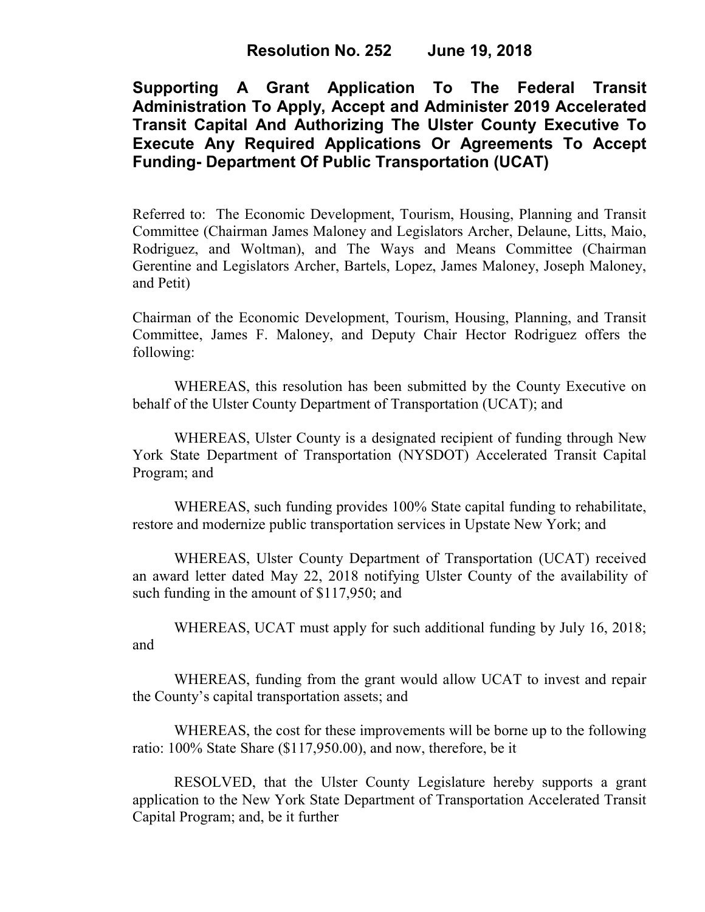# Resolution No. 252 June 19, 2018

## Supporting A Grant Application To The Federal Transit Administration To Apply, Accept and Administer 2019 Accelerated Transit Capital And Authorizing The Ulster County Executive To Execute Any Required Applications Or Agreements To Accept Funding- Department Of Public Transportation (UCAT)

Referred to: The Economic Development, Tourism, Housing, Planning and Transit Committee (Chairman James Maloney and Legislators Archer, Delaune, Litts, Maio, Rodriguez, and Woltman), and The Ways and Means Committee (Chairman Gerentine and Legislators Archer, Bartels, Lopez, James Maloney, Joseph Maloney, and Petit)

Chairman of the Economic Development, Tourism, Housing, Planning, and Transit Committee, James F. Maloney, and Deputy Chair Hector Rodriguez offers the following:

WHEREAS, this resolution has been submitted by the County Executive on behalf of the Ulster County Department of Transportation (UCAT); and

WHEREAS, Ulster County is a designated recipient of funding through New York State Department of Transportation (NYSDOT) Accelerated Transit Capital Program; and

WHEREAS, such funding provides 100% State capital funding to rehabilitate, restore and modernize public transportation services in Upstate New York; and

WHEREAS, Ulster County Department of Transportation (UCAT) received an award letter dated May 22, 2018 notifying Ulster County of the availability of such funding in the amount of $117,950; and

WHEREAS, UCAT must apply for such additional funding by July 16, 2018; and

WHEREAS, funding from the grant would allow UCAT to invest and repair the County's capital transportation assets; and

WHEREAS, the cost for these improvements will be borne up to the following ratio: 100% State Share ($117,950.00), and now, therefore, be it

RESOLVED, that the Ulster County Legislature hereby supports a grant application to the New York State Department of Transportation Accelerated Transit Capital Program; and, be it further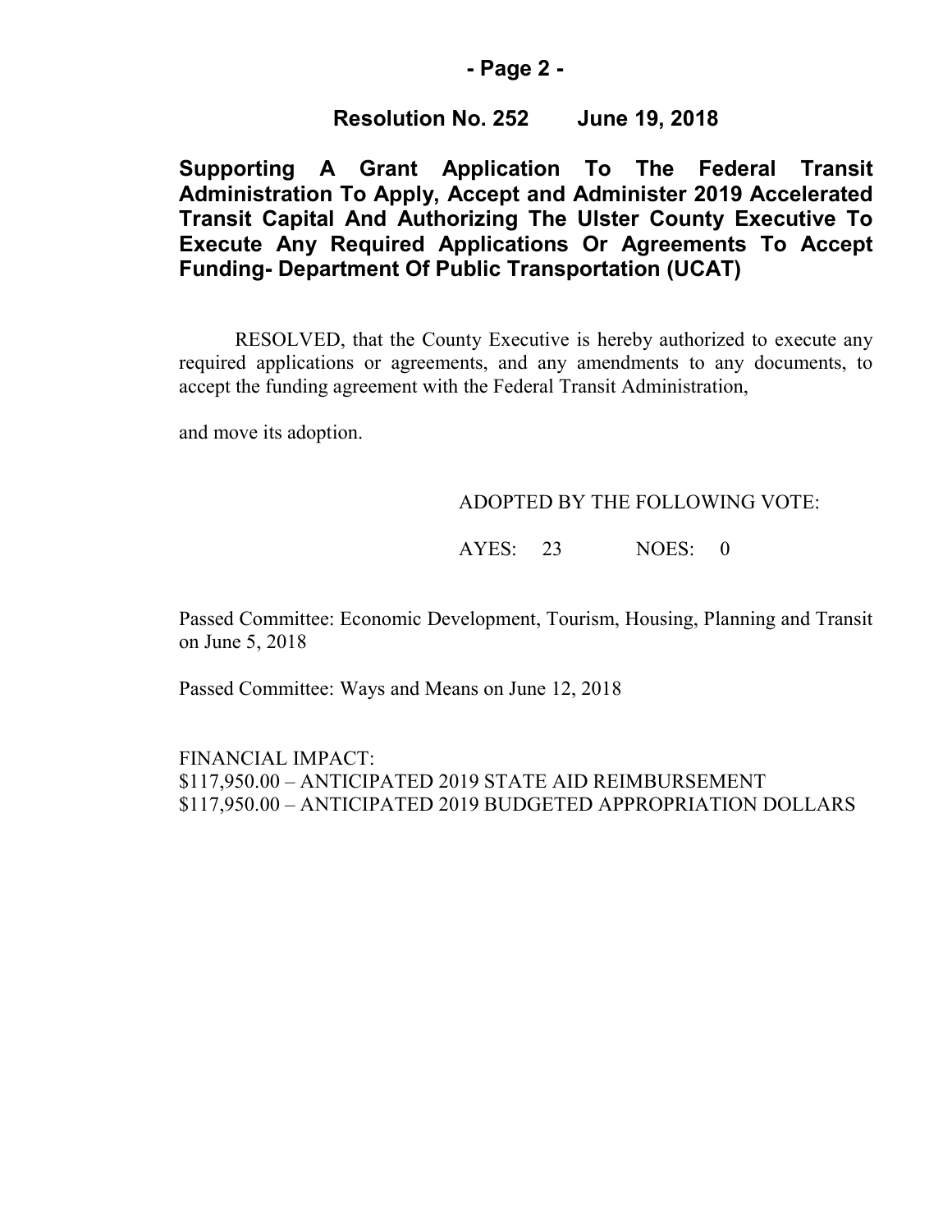**Resolution No. 252 June 19, 2018**

**Supporting A Grant Application To The Federal Transit Administration To Apply, Accept and Administer 2019 Accelerated Transit Capital And Authorizing The Ulster County Executive To Execute Any Required Applications Or Agreements To Accept Funding- Department Of Public Transportation (UCAT)**

RESOLVED, that the County Executive is hereby authorized to execute any required applications or agreements, and any amendments to any documents, to accept the funding agreement with the Federal Transit Administration,

and move its adoption.

ADOPTED BY THE FOLLOWING VOTE:

AYES: 23 NOES: 0

Passed Committee: Economic Development, Tourism, Housing, Planning and Transit on June 5, 2018

Passed Committee: Ways and Means on June 12, 2018

FINANCIAL IMPACT:
$117,950.00 – ANTICIPATED 2019 STATE AID REIMBURSEMENT
$117,950.00 – ANTICIPATED 2019 BUDGETED APPROPRIATION DOLLARS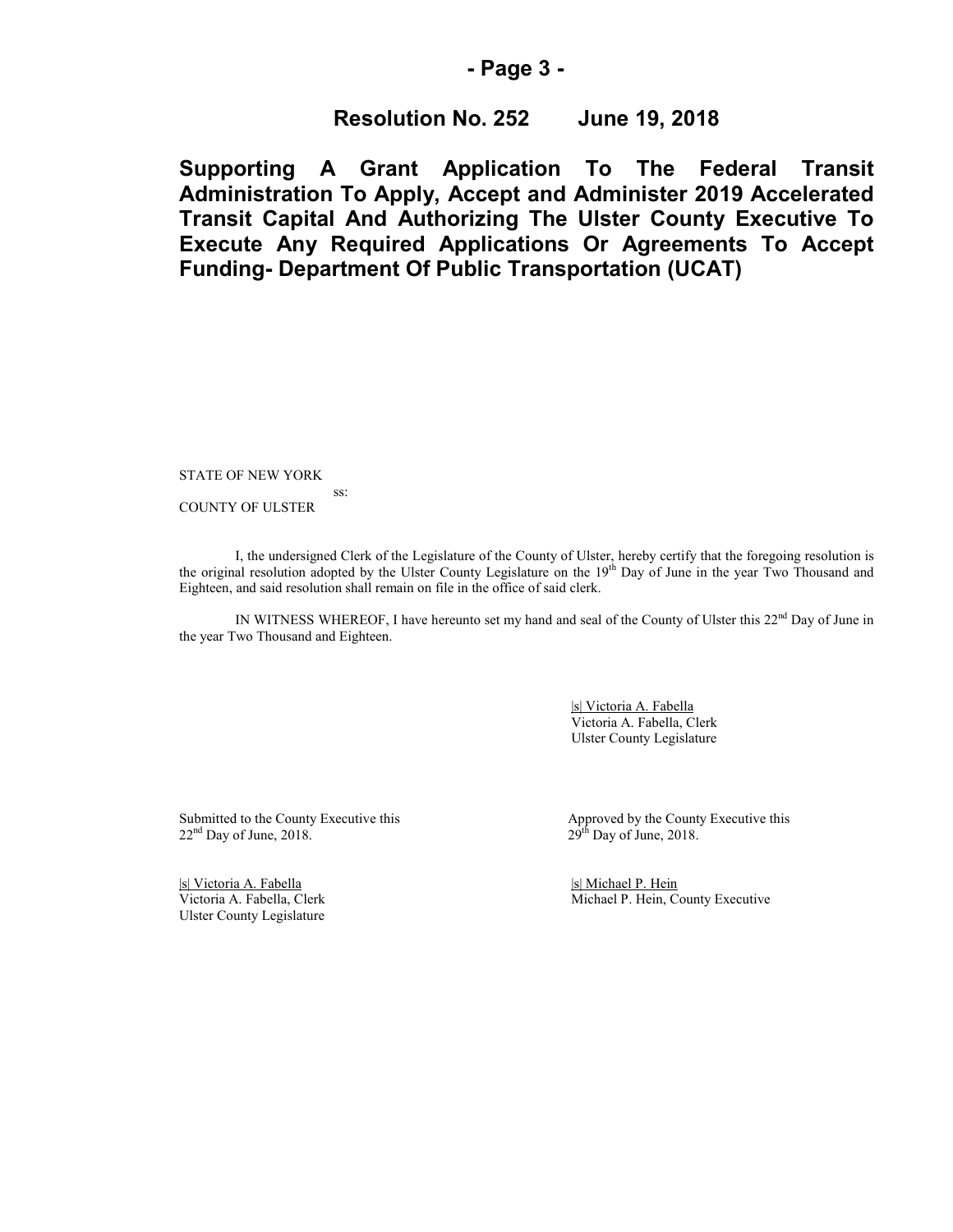## Resolution No. 252 June 19, 2018

## Supporting A Grant Application To The Federal Transit Administration To Apply, Accept and Administer 2019 Accelerated Transit Capital And Authorizing The Ulster County Executive To Execute Any Required Applications Or Agreements To Accept Funding- Department Of Public Transportation (UCAT)

STATE OF NEW YORK
ss:
COUNTY OF ULSTER

I, the undersigned Clerk of the Legislature of the County of Ulster, hereby certify that the foregoing resolution is the original resolution adopted by the Ulster County Legislature on the 19th Day of June in the year Two Thousand and Eighteen, and said resolution shall remain on file in the office of said clerk.

IN WITNESS WHEREOF, I have hereunto set my hand and seal of the County of Ulster this 22nd Day of June in the year Two Thousand and Eighteen.

|s| Victoria A. Fabella
Victoria A. Fabella, Clerk
Ulster County Legislature

Submitted to the County Executive this 22nd Day of June, 2018.

|s| Victoria A. Fabella
Victoria A. Fabella, Clerk
Ulster County Legislature

Approved by the County Executive this 29th Day of June, 2018.

|s| Michael P. Hein
Michael P. Hein, County Executive